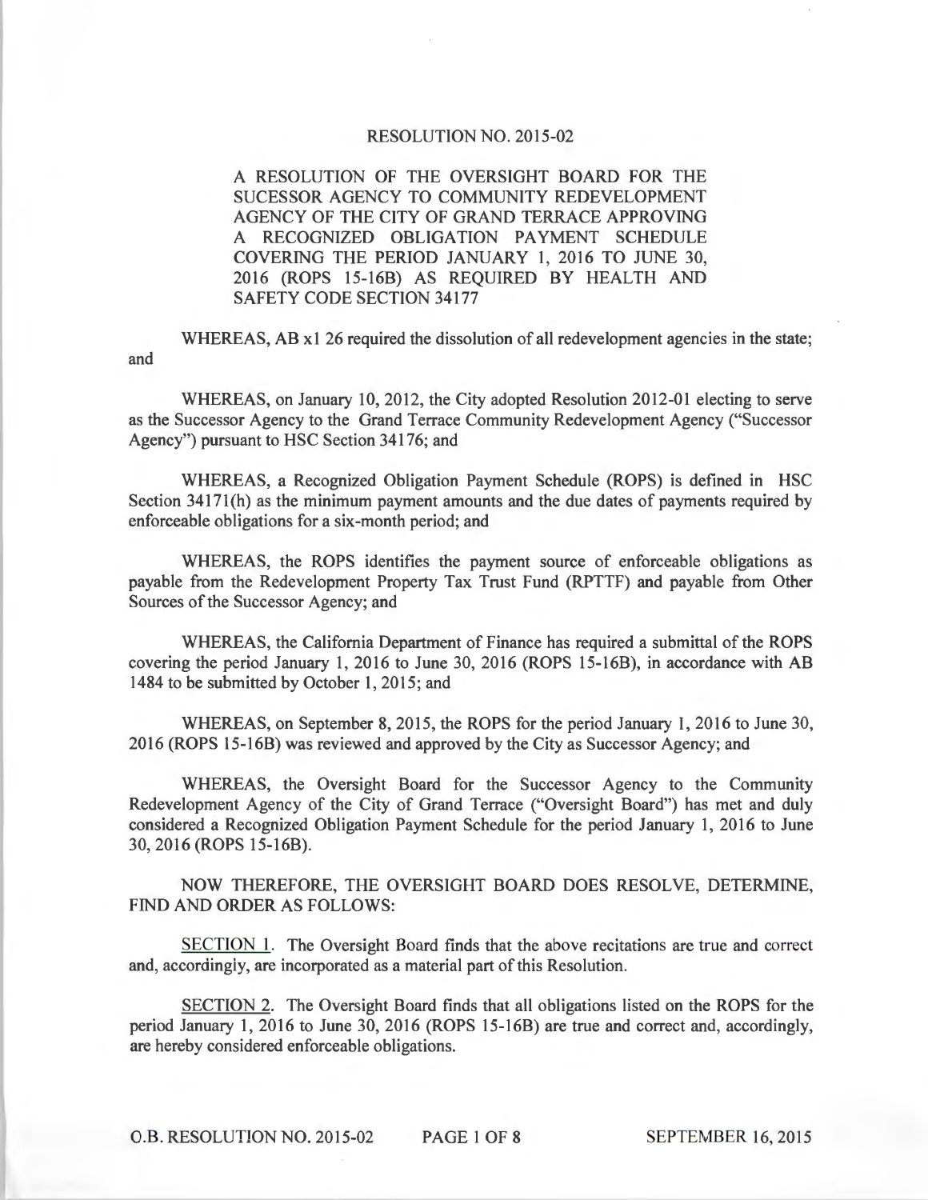# RESOLUTION NO. 2015-02

A RESOLUTION OF THE OVERSIGHT BOARD FOR THE SUCESSOR AGENCY TO COMMUNITY REDEVELOPMENT AGENCY OF THE CITY OF GRAND TERRACE APPROVING A RECOGNIZED OBLIGATION PAYMENT SCHEDULE COVERING THE PERIOD JANUARY 1, 2016 TO JUNE 30, 2016 (ROPS 15-16B) AS REQUIRED BY HEALTH AND SAFETY CODE SECTION 34177

WHEREAS, AB x1 26 required the dissolution of all redevelopment agencies in the state; and

WHEREAS, on January 10, 2012, the City adopted Resolution 2012-01 electing to serve as the Successor Agency to the Grand Terrace Community Redevelopment Agency ("Successor Agency") pursuant to HSC Section 34176; and

WHEREAS, a Recognized Obligation Payment Schedule (ROPS) is defined in HSC Section 34171(h) as the minimum payment amounts and the due dates of payments required by enforceable obligations for a six-month period; and

WHEREAS, the ROPS identifies the payment source of enforceable obligations as payable from the Redevelopment Property Tax Trust Fund (RPTTF) and payable from Other Sources of the Successor Agency; and

WHEREAS, the California Department of Finance has required a submittal of the ROPS covering the period January 1, 2016 to June 30, 2016 (ROPS 15-16B), in accordance with AB 1484 to be submitted by October 1, 2015; and

WHEREAS, on September 8, 2015, the ROPS for the period January 1, 2016 to June 30, 2016 (ROPS 15-16B) was reviewed and approved by the City as Successor Agency; and

WHEREAS, the Oversight Board for the Successor Agency to the Community Redevelopment Agency of the City of Grand Terrace ("Oversight Board") has met and duly considered a Recognized Obligation Payment Schedule for the period January 1, 2016 to June 30, 2016 (ROPS 15-16B).

NOW THEREFORE, THE OVERSIGHT BOARD DOES RESOLVE, DETERMINE, FIND AND ORDER AS FOLLOWS:

SECTION 1. The Oversight Board finds that the above recitations are true and correct and, accordingly, are incorporated as a material part of this Resolution.

SECTION 2. The Oversight Board finds that all obligations listed on the ROPS for the period January 1, 2016 to June 30, 2016 (ROPS 15-16B) are true and correct and, accordingly, are hereby considered enforceable obligations.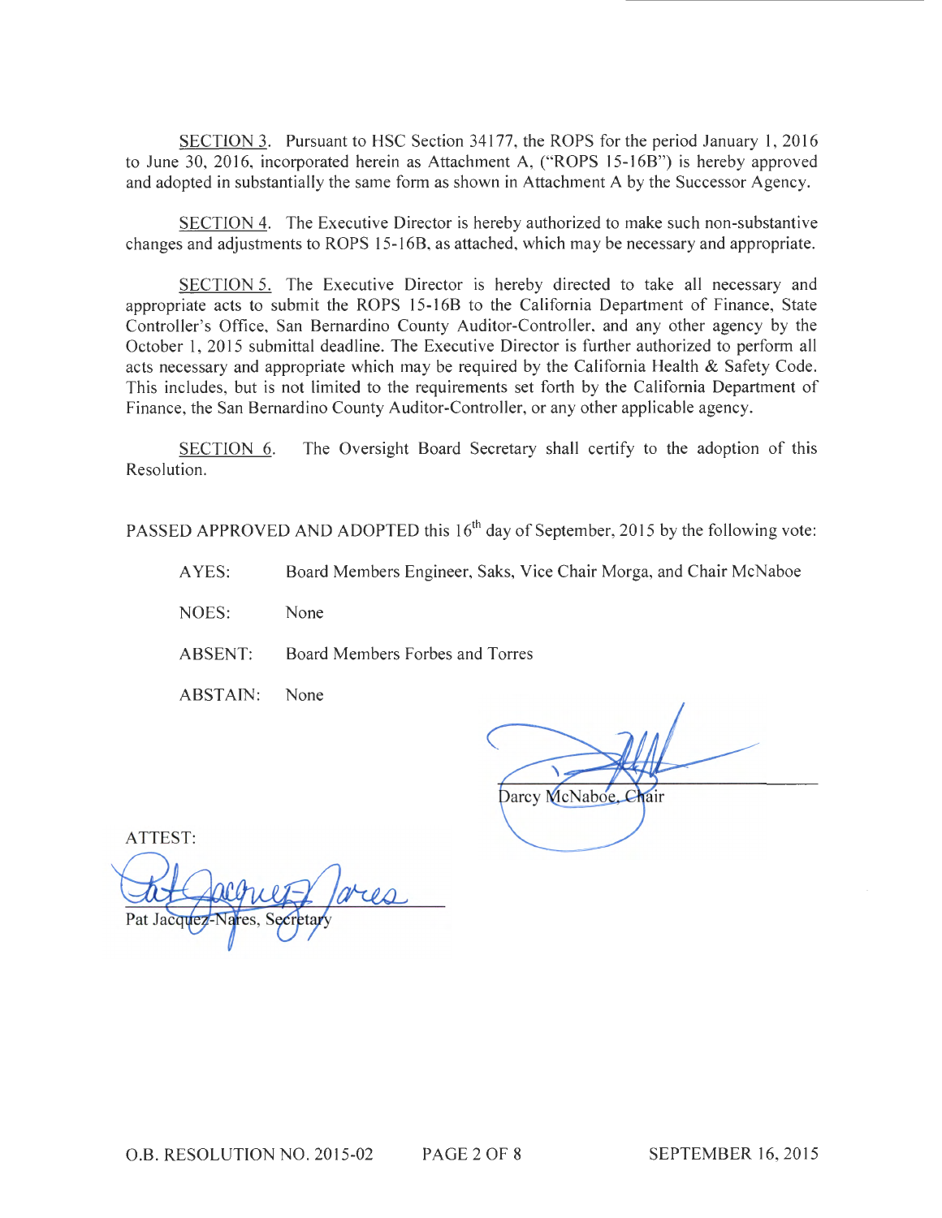SECTION 3. Pursuant to HSC Section 34177, the ROPS for the period January 1, 2016 to June 30, 2016, incorporated herein as Attachment A, ("ROPS 15-16B") is hereby approved and adopted in substantially the same form as shown in Attachment A by the Successor Agency.

SECTION 4. The Executive Director is hereby authorized to make such non-substantive changes and adjustments to ROPS 15-16B, as attached, which may be necessary and appropriate.

SECTION 5. The Executive Director is hereby directed to take all necessary and appropriate acts to submit the ROPS 15-16B to the California Department of Finance, State Controller's Office, San Bernardino County Auditor-Controller, and any other agency by the October 1, 2015 submittal deadline. The Executive Director is further authorized to perform all acts necessary and appropriate which may be required by the California Health & Safety Code. This includes, but is not limited to the requirements set forth by the California Department of Finance, the San Bernardino County Auditor-Controller, or any other applicable agency.

SECTION 6. The Oversight Board Secretary shall certify to the adoption of this Resolution.

PASSED APPROVED AND ADOPTED this 16th day of September, 2015 by the following vote:

AYES: Board Members Engineer, Saks, Vice Chair Morga, and Chair McNaboe

NOES: None

ABSENT: Board Members Forbes and Torres

ABSTAIN: None

Darcy McNaboe, Chair

ATTEST:

Pat Jacquez-Nares, Secretary

O.B. RESOLUTION NO. 2015-02 SEPTEMBER 16, 2015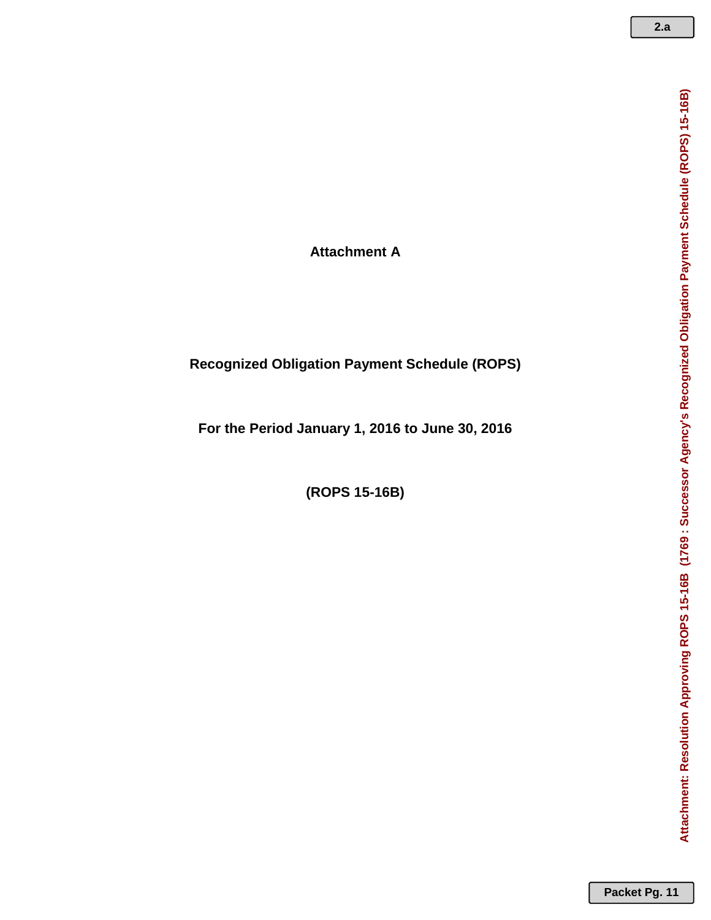# Attachment A

## Recognized Obligation Payment Schedule (ROPS)

## For the Period January 1, 2016 to June 30, 2016

## (ROPS 15-16B)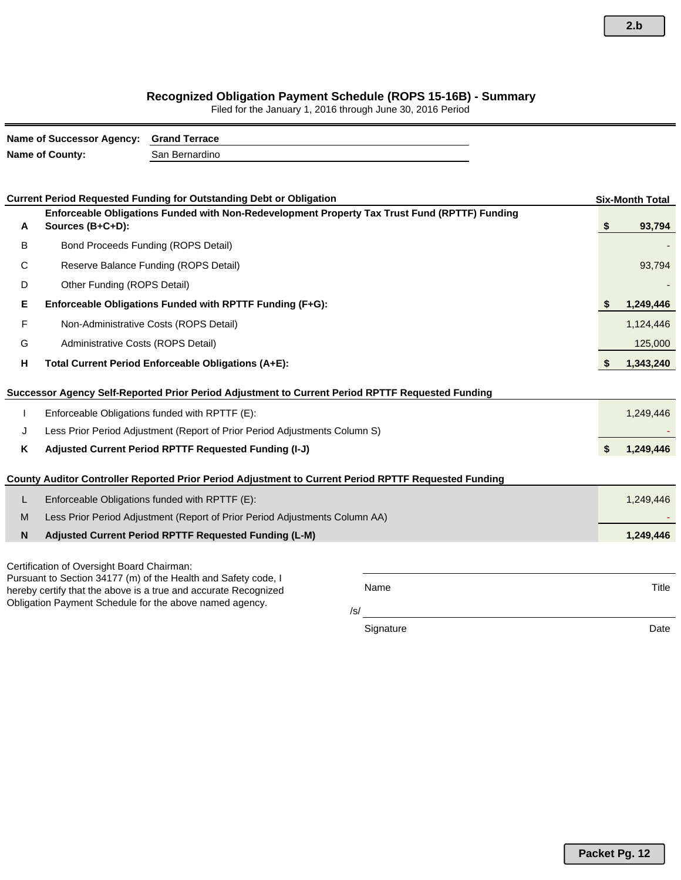## Recognized Obligation Payment Schedule (ROPS 15-16B) - Summary

Filed for the January 1, 2016 through June 30, 2016 Period

**Name of Successor Agency:** **Grand Terrace**
**Name of County:** San Bernardino

| | **Current Period Requested Funding for Outstanding Debt or Obligation** | **Six-Month Total** |
|---|---|---|
| **A** | **Enforceable Obligations Funded with Non-Redevelopment Property Tax Trust Fund (RPTTF) Funding Sources (B+C+D):** | **$ 93,794** |
| B | Bond Proceeds Funding (ROPS Detail) | - |
| C | Reserve Balance Funding (ROPS Detail) | 93,794 |
| D | Other Funding (ROPS Detail) | - |
| **E** | **Enforceable Obligations Funded with RPTTF Funding (F+G):** | **$ 1,249,446** |
| F | Non-Administrative Costs (ROPS Detail) | 1,124,446 |
| G | Administrative Costs (ROPS Detail) | 125,000 |
| **H** | **Total Current Period Enforceable Obligations (A+E):** | **$ 1,343,240** |

| | **Successor Agency Self-Reported Prior Period Adjustment to Current Period RPTTF Requested Funding** | |
|---|---|---|
| I | Enforceable Obligations funded with RPTTF (E): | 1,249,446 |
| J | Less Prior Period Adjustment (Report of Prior Period Adjustments Column S) | - |
| **K** | **Adjusted Current Period RPTTF Requested Funding (I-J)** | **$ 1,249,446** |

| | **County Auditor Controller Reported Prior Period Adjustment to Current Period RPTTF Requested Funding** | |
|---|---|---|
| L | Enforceable Obligations funded with RPTTF (E): | 1,249,446 |
| M | Less Prior Period Adjustment (Report of Prior Period Adjustments Column AA) | - |
| **N** | **Adjusted Current Period RPTTF Requested Funding (L-M)** | **1,249,446** |

Certification of Oversight Board Chairman:
Pursuant to Section 34177 (m) of the Health and Safety code, I hereby certify that the above is a true and accurate Recognized Obligation Payment Schedule for the above named agency.

| Name | Title |
|---|---|
| /s/ | |
| Signature | Date |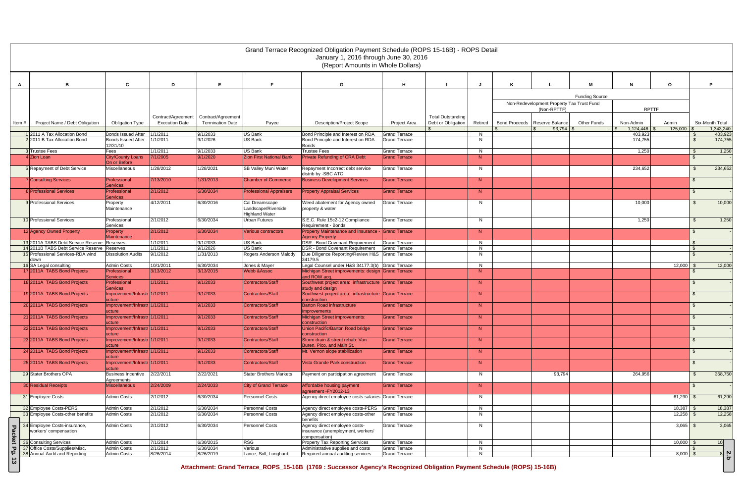# Grand Terrace Recognized Obligation Payment Schedule (ROPS 15-16B) - ROPS Detail

January 1, 2016 through June 30, 2016

(Report Amounts in Whole Dollars)

| A | B | C | D | E | F | G | H | I | J | K | L | M | N | O | P |
|---|---|---|---|---|---|---|---|---|---|---|---|---|---|---|---|
| | | | | | | | | | | Funding Source | | | | | |
| | | | | | | | | | | Non-Redevelopment Property Tax Trust Fund (Non-RPTTF) | | | RPTTF | | |
| Item # | Project Name / Debt Obligation | Obligation Type | Contract/Agreement Execution Date | Contract/Agreement Termination Date | Payee | Description/Project Scope | Project Area | Total Outstanding Debt or Obligation | Retired | Bond Proceeds | Reserve Balance | Other Funds | Non-Admin | Admin | Six-Month Total |
| | | | | | | | | $ - | | $ - | $ 93,794 | $ - | $ 1,124,446 | $ 125,000 | $ 1,343,240 |
| 1 | 2011 A Tax Allocation Bond | Bonds Issued After 12/31/10 | 1/1/2011 | 9/1/2033 | US Bank | Bond Principle and Interest on RDA | Grand Terrace | | N | | | | 403,923 | | $ 403,923 |
| 2 | 2011 B Tax Allocation Bond | Bonds Issued After 12/31/10 | 1/1/2011 | 9/1/2026 | US Bank | Bond Principle and Interest on RDA Bonds | Grand Terrace | | N | | | | 174,755 | | $ 174,755 |
| 3 | Trustee Fees | Fees | 1/1/2011 | 9/1/2033 | US Bank | Trustee Fees | Grand Terrace | | N | | | | 1,250 | | $ 1,250 |
| 4 | Zion Loan | City/County Loans On or Before | 7/1/2005 | 9/1/2020 | Zion First National Bank | Private Refunding of CRA Debt | Grand Terrace | | N | | | | | | $ - |
| 5 | Repayment of Debt Service | Miscellaneous | 1/28/2012 | 1/28/2021 | SB Valley Muni Water | Repayment Incorrect debt service distrib by -SBC ATC | Grand Terrace | | N | | | | 234,652 | | $ 234,652 |
| 7 | Consulting Services | Professional Services | 7/13/2010 | 1/31/2013 | Chamber of Commerce | Business Development Services | Grand Terrace | | N | | | | | | $ - |
| 8 | Professional Services | Professional Services | 2/1/2012 | 6/30/2034 | Professional Appraisers | Property Appraisal Services | Grand Terrace | | N | | | | | | $ - |
| 9 | Professional Services | Property Maintenance | 4/12/2011 | 6/30/2016 | Cal Dreamscape Landscape/Riverside Highland Water | Weed abatement for Agency owned property & water | Grand Terrace | | N | | | | 10,000 | | $ 10,000 |
| 10 | Professional Services | Professional Services | 2/1/2012 | 6/30/2034 | Urban Futures | S.E.C. Rule 15c2-12 Compliance Requirement - Bonds | Grand Terrace | | N | | | | 1,250 | | $ 1,250 |
| 12 | Agency Owned Property | Property Maintenance | 2/1/2012 | 6/30/2034 | Various contractors | Property Maintenance and Insurance - Agency Property | Grand Terrace | | N | | | | | | $ - |
| 13 | 2011A TABS Debt Service Reserve | Reserves | 1/1/2011 | 9/1/2033 | US Bank | DSR - Bond Covenant Requirement | Grand Terrace | | N | | | | | | $ - |
| 14 | 2011B TABS Debt Service Reserve | Reserves | 1/1/2011 | 9/1/2026 | US Bank | DSR - Bond Covenant Requirement | Grand Terrace | | N | | | | | | $ - |
| 15 | Professional Services-RDA wind down | Dissolution Audits | 9/1/2012 | 1/31/2013 | Rogers Anderson Malody | Due Diligence Reporting/Review H&S 34179.5 | Grand Terrace | | N | | | | | | $ - |
| 16 | SA Legal consulting | Admin Costs | 10/1/2011 | 6/30/2034 | Jones & Mayer | Legal Counsel under H&S 34177.3(b) | Grand Terrace | | N | | | | | 12,000 | $ 12,000 |
| 17 | 2011A TABS Bond Projects | Professional Services | 3/13/2012 | 3/13/2015 | Webb &Assoc | Michigan Street improvements: design and ROW acq. | Grand Terrace | | N | | | | | | $ - |
| 18 | 2011A TABS Bond Projects | Professional Services | 1/1/2011 | 9/1/2033 | Contractors/Staff | Southwest project area: infrastructure study and design | Grand Terrace | | N | | | | | | $ - |
| 19 | 2011A TABS Bond Projects | Improvement/Infrastructure | 1/1/2011 | 9/1/2033 | Contractors/Staff | Southwest project area: infrastructure construction | Grand Terrace | | N | | | | | | $ - |
| 20 | 2011A TABS Bond Projects | Improvement/Infrastructure | 1/1/2011 | 9/1/2033 | Contractors/Staff | Barton Road infrastructure improvements | Grand Terrace | | N | | | | | | $ - |
| 21 | 2011A TABS Bond Projects | Improvement/Infrastructure | 1/1/2011 | 9/1/2033 | Contractors/Staff | Michigan Street improvements: construction | Grand Terrace | | N | | | | | | $ - |
| 22 | 2011A TABS Bond Projects | Improvement/Infrastructure | 1/1/2011 | 9/1/2033 | Contractors/Staff | Union Pacific/Barton Road bridge construction | Grand Terrace | | N | | | | | | $ - |
| 23 | 2011A TABS Bond Projects | Improvement/Infrastructure | 1/1/2011 | 9/1/2033 | Contractors/Staff | Storm drain & street rehab: Van Buren, Pico, and Main St. | Grand Terrace | | N | | | | | | $ - |
| 24 | 2011A TABS Bond Projects | Improvement/Infrastructure | 1/1/2011 | 9/1/2033 | Contractors/Staff | Mt. Vernon slope stabilization | Grand Terrace | | N | | | | | | $ - |
| 25 | 2011A TABS Bond Projects | Improvement/Infrastructure | 1/1/2011 | 9/1/2033 | Contractors/Staff | Vista Grande Park construction | Grand Terrace | | N | | | | | | $ - |
| 29 | Stater Brothers OPA | Business Incentive Agreements | 2/22/2011 | 2/22/2021 | Stater Brothers Markets | Payment on participation agreement | Grand Terrace | | N | | 93,794 | | 264,956 | | $ 358,750 |
| 30 | Residual Receipts | Miscellaneous | 2/24/2009 | 2/24/2033 | City of Grand Terrace | Affordable housing payment agreement -FY2012-13 | Grand Terrace | | N | | | | | | $ - |
| 31 | Employee Costs | Admin Costs | 2/1/2012 | 6/30/2034 | Personnel Costs | Agency direct employee costs-salaries | Grand Terrace | | N | | | | | 61,290 | $ 61,290 |
| 32 | Employee Costs-PERS | Admin Costs | 2/1/2012 | 6/30/2034 | Personnel Costs | Agency direct employee costs-PERS | Grand Terrace | | N | | | | | 18,387 | $ 18,387 |
| 33 | Employee Costs-other benefits | Admin Costs | 2/1/2012 | 6/30/2034 | Personnel Costs | Agency direct employee costs-other benefits | Grand Terrace | | N | | | | | 12,258 | $ 12,258 |
| 34 | Employee Costs-insurance, workers' compensation | Admin Costs | 2/1/2012 | 6/30/2034 | Personnel Costs | Agency direct employee costs-insurance (unemployment, workers' compensation) | Grand Terrace | | N | | | | | 3,065 | $ 3,065 |
| 36 | Consulting Services | Admin Costs | 7/1/2014 | 6/30/2015 | RSG | Property Tax Reporting Services | Grand Terrace | | N | | | | | 10,000 | $ 10 |
| 37 | Office Costs/Supplies/Misc. | Admin Costs | 2/1/2012 | 6/30/2034 | Various | Administrative supplies and costs | Grand Terrace | | N | | | | | | $ |
| 38 | Annual Audit and Reporting | Admin Costs | 8/26/2014 | 8/26/2019 | Lance, Soll, Lunghard | Required annual auditing services | Grand Terrace | | N | | | | | 8,000 | $ 8 |

**Attachment: Grand Terrace_ROPS_15-16B (1769 : Successor Agency's Recognized Obligation Payment Schedule (ROPS) 15-16B)**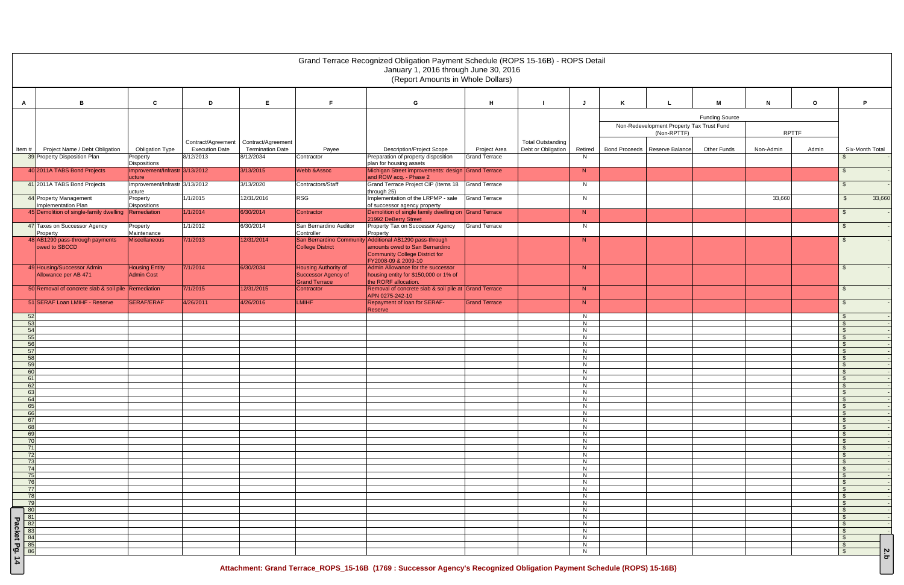# Grand Terrace Recognized Obligation Payment Schedule (ROPS 15-16B) - ROPS Detail

January 1, 2016 through June 30, 2016

(Report Amounts in Whole Dollars)

| A | B | C | D | E | F | G | H | I | J | K | L | M | N | O | P |
|---|---|---|---|---|---|---|---|---|---|---|---|---|---|---|---|
| | | | | | | | | | | Funding Source | | | | | |
| | | | | | | | | | | Non-Redevelopment Property Tax Trust Fund (Non-RPTTF) | | | RPTTF | | |
| Item # | Project Name / Debt Obligation | Obligation Type | Contract/Agreement Execution Date | Contract/Agreement Termination Date | Payee | Description/Project Scope | Project Area | Total Outstanding Debt or Obligation | Retired | Bond Proceeds | Reserve Balance | Other Funds | Non-Admin | Admin | Six-Month Total |
| 39 | Property Disposition Plan | Property Dispositions | 8/12/2013 | 8/12/2034 | Contractor | Preparation of property disposition plan for housing assets | Grand Terrace | | N | | | | | | $ - |
| 40 | 2011A TABS Bond Projects | Improvement/Infrastructure | 3/13/2012 | 3/13/2015 | Webb &Assoc | Michigan Street improvements: design and ROW acq. - Phase 2 | Grand Terrace | | N | | | | | | $ - |
| 41 | 2011A TABS Bond Projects | Improvement/Infrastructure | 3/13/2012 | 3/13/2020 | Contractors/Staff | Grand Terrace Project CIP (Items 18 through 25) | Grand Terrace | | N | | | | | | $ - |
| 44 | Property Management Implementation Plan | Property Dispositions | 1/1/2015 | 12/31/2016 | RSG | Implementation of the LRPMP - sale of successor agency property | Grand Terrace | | N | | | | 33,660 | | $ 33,660 |
| 45 | Demolition of single-family dwelling | Remediation | 1/1/2014 | 6/30/2014 | Contractor | Demolition of single family dwelling on 21992 DeBerry Street | Grand Terrace | | N | | | | | | $ - |
| 47 | Taxes on Successor Agency Property | Property Maintenance | 1/1/2012 | 6/30/2014 | San Bernardino Auditor Controller | Property Tax on Successor Agency Property | Grand Terrace | | N | | | | | | $ - |
| 48 | AB1290 pass-through payments owed to SBCCD | Miscellaneous | 7/1/2013 | 12/31/2014 | San Bernardino Community College District | Additional AB1290 pass-through amounts owed to San Bernardino Community College District for FY2008-09 & 2009-10 | | | N | | | | | | $ - |
| 49 | Housing/Successor Admin Allowance per AB 471 | Housing Entity Admin Cost | 7/1/2014 | 6/30/2034 | Housing Authority of Successor Agency of Grand Terrace | Admin Allowance for the successor housing entity for $150,000 or 1% of the RORF allocation. | | | N | | | | | | $ - |
| 50 | Removal of concrete slab & soil pile | Remediation | 7/1/2015 | 12/31/2015 | Contractor | Removal of concrete slab & soil pile at APN 0275-242-10 | Grand Terrace | | N | | | | | | $ - |
| 51 | SERAF Loan LMIHF - Reserve | SERAF/ERAF | 4/26/2011 | 4/26/2016 | LMIHF | Repayment of loan for SERAF-Reserve | Grand Terrace | | N | | | | | | $ - |
| 52 | | | | | | | | | N | | | | | | $ - |
| 53 | | | | | | | | | N | | | | | | $ - |
| 54 | | | | | | | | | N | | | | | | $ - |
| 55 | | | | | | | | | N | | | | | | $ - |
| 56 | | | | | | | | | N | | | | | | $ - |
| 57 | | | | | | | | | N | | | | | | $ - |
| 58 | | | | | | | | | N | | | | | | $ - |
| 59 | | | | | | | | | N | | | | | | $ - |
| 60 | | | | | | | | | N | | | | | | $ - |
| 61 | | | | | | | | | N | | | | | | $ - |
| 62 | | | | | | | | | N | | | | | | $ - |
| 63 | | | | | | | | | N | | | | | | $ - |
| 64 | | | | | | | | | N | | | | | | $ - |
| 65 | | | | | | | | | N | | | | | | $ - |
| 66 | | | | | | | | | N | | | | | | $ - |
| 67 | | | | | | | | | N | | | | | | $ - |
| 68 | | | | | | | | | N | | | | | | $ - |
| 69 | | | | | | | | | N | | | | | | $ - |
| 70 | | | | | | | | | N | | | | | | $ - |
| 71 | | | | | | | | | N | | | | | | $ - |
| 72 | | | | | | | | | N | | | | | | $ - |
| 73 | | | | | | | | | N | | | | | | $ - |
| 74 | | | | | | | | | N | | | | | | $ - |
| 75 | | | | | | | | | N | | | | | | $ - |
| 76 | | | | | | | | | N | | | | | | $ - |
| 77 | | | | | | | | | N | | | | | | $ - |
| 78 | | | | | | | | | N | | | | | | $ - |
| 79 | | | | | | | | | N | | | | | | $ - |
| 80 | | | | | | | | | N | | | | | | $ - |
| 81 | | | | | | | | | N | | | | | | $ - |
| 82 | | | | | | | | | N | | | | | | $ - |
| 83 | | | | | | | | | N | | | | | | $ - |
| 84 | | | | | | | | | N | | | | | | $ - |
| 85 | | | | | | | | | N | | | | | | $ - |
| 86 | | | | | | | | | N | | | | | | $ - |

Attachment: Grand Terrace_ROPS_15-16B (1769 : Successor Agency's Recognized Obligation Payment Schedule (ROPS) 15-16B)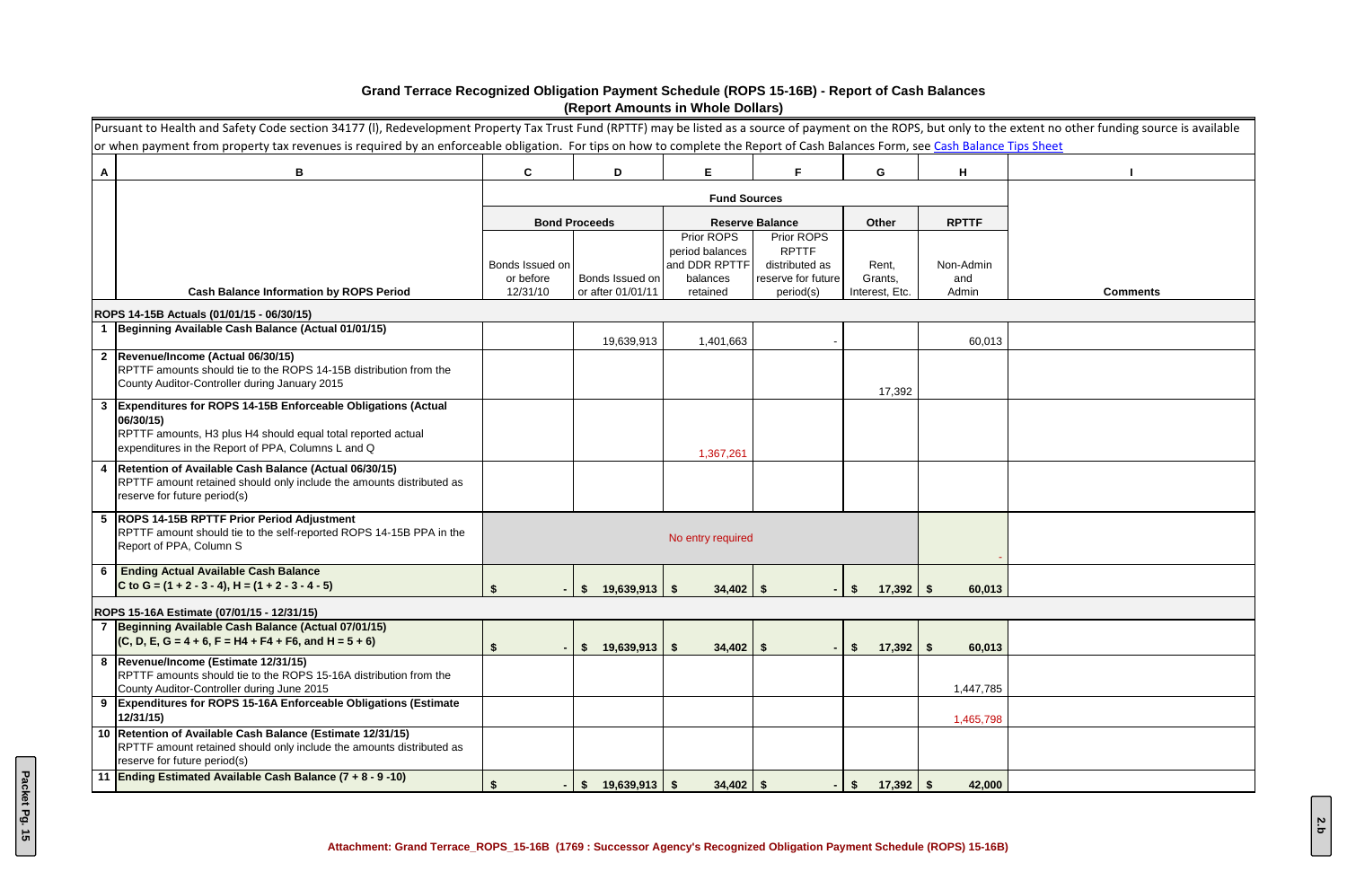# Grand Terrace Recognized Obligation Payment Schedule (ROPS 15-16B) - Report of Cash Balances
## (Report Amounts in Whole Dollars)

Pursuant to Health and Safety Code section 34177 (l), Redevelopment Property Tax Trust Fund (RPTTF) may be listed as a source of payment on the ROPS, but only to the extent no other funding source is available or when payment from property tax revenues is required by an enforceable obligation. For tips on how to complete the Report of Cash Balances Form, see Cash Balance Tips Sheet

| A | B | C | D | E | F | G | H | I |
|---|---|---|---|---|---|---|---|---|
| | | Fund Sources | | | | | | |
| | | Bond Proceeds | | Reserve Balance | | Other | RPTTF | |
| | Cash Balance Information by ROPS Period | Bonds Issued on or before 12/31/10 | Bonds Issued on or after 01/01/11 | Prior ROPS period balances and DDR RPTTF balances retained | Prior ROPS RPTTF distributed as reserve for future period(s) | Rent, Grants, Interest, Etc. | Non-Admin and Admin | Comments |
| | **ROPS 14-15B Actuals (01/01/15 - 06/30/15)** | | | | | | | |
| 1 | **Beginning Available Cash Balance (Actual 01/01/15)** | | 19,639,913 | 1,401,663 | - | | 60,013 | |
| 2 | **Revenue/Income (Actual 06/30/15)** RPTTF amounts should tie to the ROPS 14-15B distribution from the County Auditor-Controller during January 2015 | | | | | 17,392 | | |
| 3 | **Expenditures for ROPS 14-15B Enforceable Obligations (Actual 06/30/15)** RPTTF amounts, H3 plus H4 should equal total reported actual expenditures in the Report of PPA, Columns L and Q | | | 1,367,261 | | | | |
| 4 | **Retention of Available Cash Balance (Actual 06/30/15)** RPTTF amount retained should only include the amounts distributed as reserve for future period(s) | | | | | | | |
| 5 | **ROPS 14-15B RPTTF Prior Period Adjustment** RPTTF amount should tie to the self-reported ROPS 14-15B PPA in the Report of PPA, Column S | No entry required | | | | | - | |
| 6 | **Ending Actual Available Cash Balance** C to G = (1 + 2 - 3 - 4), H = (1 + 2 - 3 - 4 - 5) | **$ -** | **$ 19,639,913** | **$ 34,402** | **$ -** | **$ 17,392** | **$ 60,013** | |
| | **ROPS 15-16A Estimate (07/01/15 - 12/31/15)** | | | | | | | |
| 7 | **Beginning Available Cash Balance (Actual 07/01/15)** (C, D, E, G = 4 + 6, F = H4 + F4 + F6, and H = 5 + 6) | **$ -** | **$ 19,639,913** | **$ 34,402** | **$ -** | **$ 17,392** | **$ 60,013** | |
| 8 | **Revenue/Income (Estimate 12/31/15)** RPTTF amounts should tie to the ROPS 15-16A distribution from the County Auditor-Controller during June 2015 | | | | | | 1,447,785 | |
| 9 | **Expenditures for ROPS 15-16A Enforceable Obligations (Estimate 12/31/15)** | | | | | | 1,465,798 | |
| 10 | **Retention of Available Cash Balance (Estimate 12/31/15)** RPTTF amount retained should only include the amounts distributed as reserve for future period(s) | | | | | | | |
| 11 | **Ending Estimated Available Cash Balance (7 + 8 - 9 -10)** | **$ -** | **$ 19,639,913** | **$ 34,402** | **$ -** | **$ 17,392** | **$ 42,000** | |

Attachment: Grand Terrace_ROPS_15-16B (1769 : Successor Agency's Recognized Obligation Payment Schedule (ROPS) 15-16B)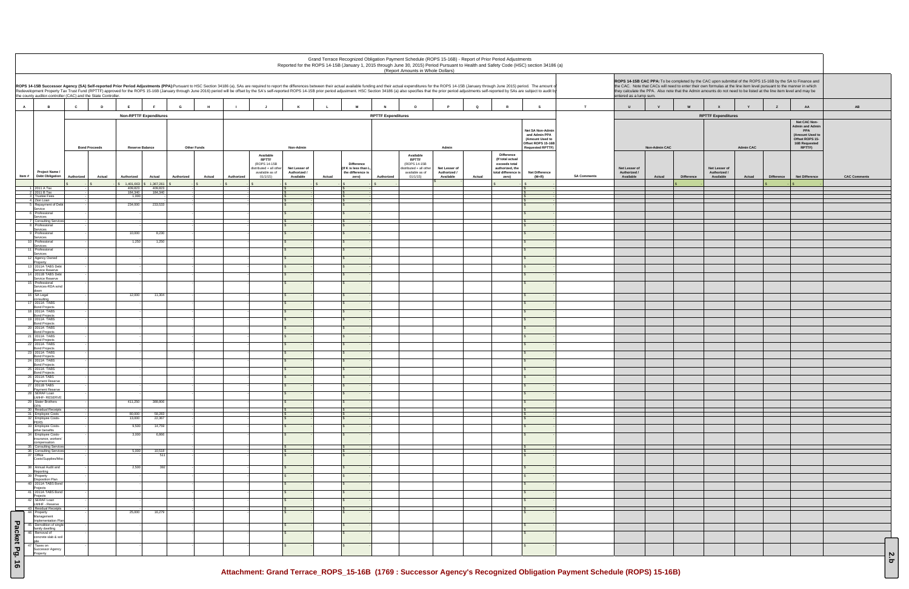Grand Terrace Recognized Obligation Payment Schedule (ROPS 15-16B) - Report of Prior Period Adjustments
Reported for the ROPS 14-15B (January 1, 2015 through June 30, 2015) Period Pursuant to Health and Safety Code (HSC) section 34186 (a)
(Report Amounts in Whole Dollars)

**ROPS 14-15B Successor Agency (SA) Self-reported Prior Period Adjustments (PPA):** Pursuant to HSC Section 34186 (a), SAs are required to report the differences between their actual available funding and their actual expenditures for the ROPS 14-15B (January through June 2015) period. The amount of Redevelopment Property Tax Trust Fund (RPTTF) approved for the ROPS 15-16B (January through June 2016) period will be offset by the SA's self-reported ROPS 14-15B prior period adjustment. HSC Section 34186 (a) also specifies that the prior period adjustments self-reported by SAs are subject to audit by the county auditor-controller (CAC) and the State Controller.

**ROPS 14-15B CAC PPA:** To be completed by the CAC upon submittal of the ROPS 15-16B by the SA to Finance and the CAC. Note that CACs will need to enter their own formulas at the line item level pursuant to the manner in which they calculate the PPA. Also note that the Admin amounts do not need to be listed at the line item level and may be entered as a lump sum.

| A | B | C | D | E | F | G | H | I | J | K | L | M | N | O | P | Q | R | S | T | U | V | W | X | Y | Z | AA | AB |
|---|---|---|---|---|---|---|---|---|---|---|---|---|---|---|---|---|---|---|---|---|---|---|---|---|---|---|---|
| | | Non-RPTTF Expenditures | | | | | | RPTTF Expenditures | | | | | | | | | | | | RPTTF Expenditures | | | | | | | |
| | | Bond Proceeds | | Reserve Balance | | Other Funds | | Non-Admin | | | | | Admin | | | | | Net SA Non-Admin and Admin PPA (Amount Used to Offset ROPS 15-16B Requested RPTTF) | | Non-Admin CAC | | | Admin CAC | | | Net CAC Non-Admin and Admin PPA (Amount Used to Offset ROPS 15-16B Requested RPTTF) | |
| Item # | Project Name / Debt Obligation | Authorized | Actual | Authorized | Actual | Authorized | Actual | Authorized | Available RPTTF (ROPS 14-15B distributed + all other available as of 01/1/15) | Net Lesser of Authorized / Available | Actual | Difference (If K is less than L, the difference is zero) | Authorized | Available RPTTF (ROPS 14-15B distributed + all other available as of 01/1/15) | Net Lesser of Authorized / Available | Actual | Difference (If total actual exceeds total authorized, the total difference is zero) | Net Difference (M+R) | SA Comments | Net Lesser of Authorized / Available | Actual | Difference | Net Lesser of Authorized / Available | Actual | Difference | Net Difference | CAC Comments |
| | | $ - | $ - | $ 1,401,663 | $ 1,367,261 | $ - | $ - | $ - | $ - | $ - | $ - | $ - | $ - | $ - | $ - | | $ - | $ - | | | | $ - | | | $ - | $ - | |
| 1 | 2011 A Tax | - | - | 409,823 | 409,823 | - | - | - | | $ - | - | $ - | | | | | | $ - | | | | | | | | | |
| 2 | 2011 B Tax | - | - | 184,340 | 184,340 | - | - | - | | $ - | - | $ - | | | | | | $ - | | | | | | | | | |
| 3 | Trustee Fees | - | - | 1,000 | - | - | - | - | | $ - | - | $ - | | | | | | $ - | | | | | | | | | |
| 4 | Zion Loan | - | - | - | - | - | - | - | | $ - | - | $ - | | | | | | $ - | | | | | | | | | |
| 5 | Repayment of Debt Service | - | - | 234,000 | 233,533 | - | - | - | | $ - | - | $ - | | | | | | $ - | | | | | | | | | |
| 6 | Professional Services | - | - | - | - | - | - | - | | $ - | - | $ - | | | | | | $ - | | | | | | | | | |
| 7 | Consulting Services | - | - | - | - | - | - | - | | $ - | - | $ - | | | | | | $ - | | | | | | | | | |
| 8 | Professional Services | - | - | - | - | - | - | - | | $ - | - | $ - | | | | | | $ - | | | | | | | | | |
| 9 | Professional Services | - | - | 10,000 | 8,230 | - | - | - | | $ - | - | $ - | | | | | | $ - | | | | | | | | | |
| 10 | Professional Services | - | - | 1,250 | 1,250 | - | - | - | | $ - | - | $ - | | | | | | $ - | | | | | | | | | |
| 11 | Professional Services | - | - | - | - | - | - | - | | $ - | - | $ - | | | | | | $ - | | | | | | | | | |
| 12 | Agency Owned Property | - | - | - | - | - | - | - | | $ - | - | $ - | | | | | | $ - | | | | | | | | | |
| 13 | 2011A TABS Debt Service Reserve | - | - | - | - | - | - | - | | $ - | - | $ - | | | | | | $ - | | | | | | | | | |
| 14 | 2011B TABS Debt Service Reserve | - | - | - | - | - | - | - | | $ - | - | $ - | | | | | | $ - | | | | | | | | | |
| 15 | Professional Services-RDA wind down | - | - | - | - | - | - | - | | $ - | - | $ - | | | | | | $ - | | | | | | | | | |
| 16 | SA Legal consulting | - | - | 12,000 | 11,304 | - | - | - | | $ - | - | $ - | | | | | | $ - | | | | | | | | | |
| 17 | 2011A TABS Bond Projects | - | - | - | - | - | - | - | | $ - | - | $ - | | | | | | $ - | | | | | | | | | |
| 18 | 2011A TABS Bond Projects | - | - | - | - | - | - | - | | $ - | - | $ - | | | | | | $ - | | | | | | | | | |
| 19 | 2011A TABS Bond Projects | - | - | - | - | - | - | - | | $ - | - | $ - | | | | | | $ - | | | | | | | | | |
| 20 | 2011A TABS Bond Projects | - | - | - | - | - | - | - | | $ - | - | $ - | | | | | | $ - | | | | | | | | | |
| 21 | 2011A TABS Bond Projects | - | - | - | - | - | - | - | | $ - | - | $ - | | | | | | $ - | | | | | | | | | |
| 22 | 2011A TABS Bond Projects | - | - | - | - | - | - | - | | $ - | - | $ - | | | | | | $ - | | | | | | | | | |
| 23 | 2011A TABS Bond Projects | - | - | - | - | - | - | - | | $ - | - | $ - | | | | | | $ - | | | | | | | | | |
| 24 | 2011A TABS Bond Projects | - | - | - | - | - | - | - | | $ - | - | $ - | | | | | | $ - | | | | | | | | | |
| 25 | 2011A TABS Bond Projects | - | - | - | - | - | - | - | | $ - | - | $ - | | | | | | $ - | | | | | | | | | |
| 26 | 2011A TABS Payment Reserve | - | - | - | - | - | - | - | | $ - | - | $ - | | | | | | $ - | | | | | | | | | |
| 27 | 2011B TABS Payment Reserve | - | - | - | - | - | - | - | | $ - | - | $ - | | | | | | $ - | | | | | | | | | |
| 28 | SERAF Loan LMIHF- RESERVE | - | - | - | - | - | - | - | | $ - | - | $ - | | | | | | $ - | | | | | | | | | |
| 29 | Stater Brothers OPA | - | - | 411,250 | 388,906 | - | - | - | | $ - | - | $ - | | | | | | $ - | | | | | | | | | |
| 30 | Residual Receipts | - | - | - | - | - | - | - | | $ - | - | $ - | | | | | | $ - | | | | | | | | | |
| 31 | Employee Costs | - | - | 80,000 | 58,283 | - | - | - | | $ - | - | $ - | | | | | | $ - | | | | | | | | | |
| 32 | Employee Costs-PERS | - | - | 13,000 | 22,367 | - | - | - | | $ - | - | $ - | | | | | | $ - | | | | | | | | | |
| 33 | Employee Costs-other benefits | - | - | 9,500 | 14,759 | - | - | - | | $ - | - | $ - | | | | | | $ - | | | | | | | | | |
| 34 | Employee Costs-insurance, workers' compensation | - | - | 3,000 | 6,866 | - | - | - | | $ - | - | $ - | | | | | | $ - | | | | | | | | | |
| 35 | Consulting Services | - | - | - | - | - | - | - | | $ - | - | $ - | | | | | | $ - | | | | | | | | | |
| 36 | Consulting Services | - | - | 5,000 | 10,519 | - | - | - | | $ - | - | $ - | | | | | | $ - | | | | | | | | | |
| 37 | Office Costs/Supplies/Misc | - | - | - | 511 | - | - | - | | $ - | - | $ - | | | | | | $ - | | | | | | | | | |
| 38 | Annual Audit and Reporting | - | - | 2,500 | 392 | - | - | - | | $ - | - | $ - | | | | | | $ - | | | | | | | | | |
| 39 | Property Disposition Plan | - | - | - | - | - | - | - | | $ - | - | $ - | | | | | | $ - | | | | | | | | | |
| 40 | 2011A TABS Bond Projects | - | - | - | - | - | - | - | | $ - | - | $ - | | | | | | $ - | | | | | | | | | |
| 41 | 2011A TABS Bond Projects | - | - | - | - | - | - | - | | $ - | - | $ - | | | | | | $ - | | | | | | | | | |
| 42 | SERAF Loan LMIHF - Reserve | - | - | - | - | - | - | - | | $ - | - | $ - | | | | | | $ - | | | | | | | | | |
| 43 | Residual Receipts | - | - | - | - | - | - | - | | $ - | - | $ - | | | | | | $ - | | | | | | | | | |
| 44 | Property Management Implementation Plan | - | - | 25,000 | 16,279 | - | - | - | | $ - | - | $ - | | | | | | $ - | | | | | | | | | |
| 45 | Demolition of single family dwelling | - | - | - | - | - | - | - | | $ - | - | $ - | | | | | | $ - | | | | | | | | | |
| 46 | Removal of concrete slab & soil pile | - | - | - | - | - | - | - | | $ - | - | $ - | | | | | | $ - | | | | | | | | | |
| 47 | Taxes on Successor Agency Property | - | - | - | - | - | - | - | | $ - | - | $ - | | | | | | $ - | | | | | | | | | |

**Attachment: Grand Terrace_ROPS_15-16B (1769 : Successor Agency's Recognized Obligation Payment Schedule (ROPS) 15-16B)**